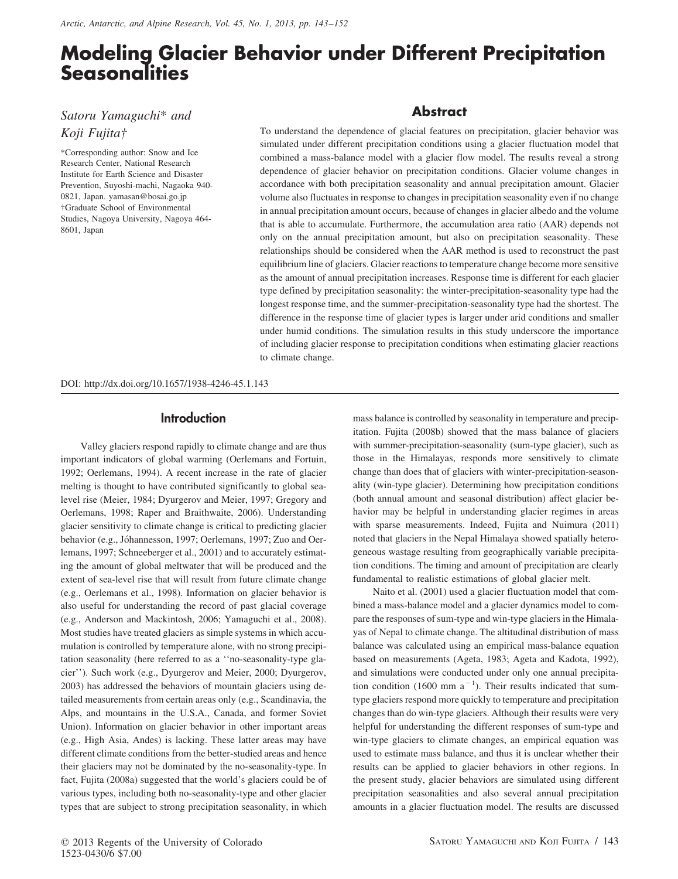# Modeling Glacier Behavior under Different Precipitation Seasonalities

*Satoru Yamaguchi\* and Koji Fujita†*

\*Corresponding author: Snow and Ice Research Center, National Research Institute for Earth Science and Disaster Prevention, Suyoshi-machi, Nagaoka 940-0821, Japan. yamasan@bosai.go.jp

†Graduate School of Environmental Studies, Nagoya University, Nagoya 464-8601, Japan

## Abstract

To understand the dependence of glacial features on precipitation, glacier behavior was simulated under different precipitation conditions using a glacier fluctuation model that combined a mass-balance model with a glacier flow model. The results reveal a strong dependence of glacier behavior on precipitation conditions. Glacier volume changes in accordance with both precipitation seasonality and annual precipitation amount. Glacier volume also fluctuates in response to changes in precipitation seasonality even if no change in annual precipitation amount occurs, because of changes in glacier albedo and the volume that is able to accumulate. Furthermore, the accumulation area ratio (AAR) depends not only on the annual precipitation amount, but also on precipitation seasonality. These relationships should be considered when the AAR method is used to reconstruct the past equilibrium line of glaciers. Glacier reactions to temperature change become more sensitive as the amount of annual precipitation increases. Response time is different for each glacier type defined by precipitation seasonality: the winter-precipitation-seasonality type had the longest response time, and the summer-precipitation-seasonality type had the shortest. The difference in the response time of glacier types is larger under arid conditions and smaller under humid conditions. The simulation results in this study underscore the importance of including glacier response to precipitation conditions when estimating glacier reactions to climate change.

DOI: http://dx.doi.org/10.1657/1938-4246-45.1.143

## Introduction

Valley glaciers respond rapidly to climate change and are thus important indicators of global warming (Oerlemans and Fortuin, 1992; Oerlemans, 1994). A recent increase in the rate of glacier melting is thought to have contributed significantly to global sea-level rise (Meier, 1984; Dyurgerov and Meier, 1997; Gregory and Oerlemans, 1998; Raper and Braithwaite, 2006). Understanding glacier sensitivity to climate change is critical to predicting glacier behavior (e.g., Jóhannesson, 1997; Oerlemans, 1997; Zuo and Oerlemans, 1997; Schneeberger et al., 2001) and to accurately estimating the amount of global meltwater that will be produced and the extent of sea-level rise that will result from future climate change (e.g., Oerlemans et al., 1998). Information on glacier behavior is also useful for understanding the record of past glacial coverage (e.g., Anderson and Mackintosh, 2006; Yamaguchi et al., 2008). Most studies have treated glaciers as simple systems in which accumulation is controlled by temperature alone, with no strong precipitation seasonality (here referred to as a ''no-seasonality-type glacier''). Such work (e.g., Dyurgerov and Meier, 2000; Dyurgerov, 2003) has addressed the behaviors of mountain glaciers using detailed measurements from certain areas only (e.g., Scandinavia, the Alps, and mountains in the U.S.A., Canada, and former Soviet Union). Information on glacier behavior in other important areas (e.g., High Asia, Andes) is lacking. These latter areas may have different climate conditions from the better-studied areas and hence their glaciers may not be dominated by the no-seasonality-type. In fact, Fujita (2008a) suggested that the world's glaciers could be of various types, including both no-seasonality-type and other glacier types that are subject to strong precipitation seasonality, in which mass balance is controlled by seasonality in temperature and precipitation. Fujita (2008b) showed that the mass balance of glaciers with summer-precipitation-seasonality (sum-type glacier), such as those in the Himalayas, responds more sensitively to climate change than does that of glaciers with winter-precipitation-seasonality (win-type glacier). Determining how precipitation conditions (both annual amount and seasonal distribution) affect glacier behavior may be helpful in understanding glacier regimes in areas with sparse measurements. Indeed, Fujita and Nuimura (2011) noted that glaciers in the Nepal Himalaya showed spatially heterogeneous wastage resulting from geographically variable precipitation conditions. The timing and amount of precipitation are clearly fundamental to realistic estimations of global glacier melt.

Naito et al. (2001) used a glacier fluctuation model that combined a mass-balance model and a glacier dynamics model to compare the responses of sum-type and win-type glaciers in the Himalayas of Nepal to climate change. The altitudinal distribution of mass balance was calculated using an empirical mass-balance equation based on measurements (Ageta, 1983; Ageta and Kadota, 1992), and simulations were conducted under only one annual precipitation condition (1600 mm $a^{-1}$). Their results indicated that sum-type glaciers respond more quickly to temperature and precipitation changes than do win-type glaciers. Although their results were very helpful for understanding the different responses of sum-type and win-type glaciers to climate changes, an empirical equation was used to estimate mass balance, and thus it is unclear whether their results can be applied to glacier behaviors in other regions. In the present study, glacier behaviors are simulated using different precipitation seasonalities and also several annual precipitation amounts in a glacier fluctuation model. The results are discussed

© 2013 Regents of the University of Colorado
1523-0430/6 $7.00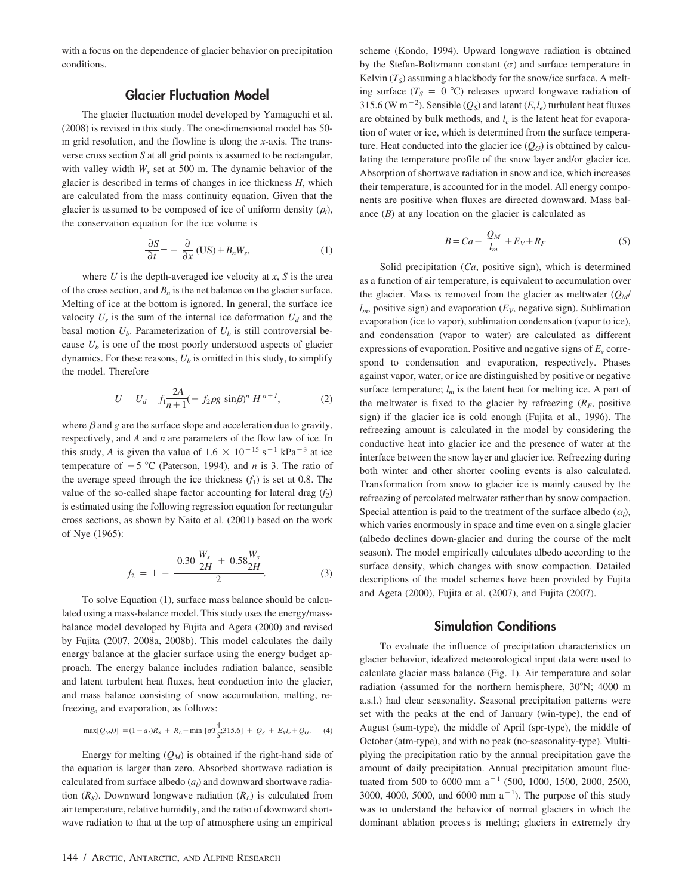with a focus on the dependence of glacier behavior on precipitation conditions.

## Glacier Fluctuation Model

The glacier fluctuation model developed by Yamaguchi et al. (2008) is revised in this study. The one-dimensional model has 50-m grid resolution, and the flowline is along the $x$-axis. The transverse cross section $S$ at all grid points is assumed to be rectangular, with valley width $W_s$ set at 500 m. The dynamic behavior of the glacier is described in terms of changes in ice thickness $H$, which are calculated from the mass continuity equation. Given that the glacier is assumed to be composed of ice of uniform density ($\rho_i$), the conservation equation for the ice volume is

$$\frac{\partial S}{\partial t} = -\frac{\partial}{\partial x}(\mathrm{US}) + B_n W_s, \tag{1}$$

where $U$ is the depth-averaged ice velocity at $x$, $S$ is the area of the cross section, and $B_n$ is the net balance on the glacier surface. Melting of ice at the bottom is ignored. In general, the surface ice velocity $U_s$ is the sum of the internal ice deformation $U_d$ and the basal motion $U_b$. Parameterization of $U_b$ is still controversial because $U_b$ is one of the most poorly understood aspects of glacier dynamics. For these reasons, $U_b$ is omitted in this study, to simplify the model. Therefore

$$U = U_d = f_1 \frac{2A}{n+1}(-f_2 \rho g \sin\beta)^n H^{n+1}, \tag{2}$$

where $\beta$ and $g$ are the surface slope and acceleration due to gravity, respectively, and $A$ and $n$ are parameters of the flow law of ice. In this study, $A$ is given the value of $1.6 \times 10^{-15}$ s$^{-1}$ kPa$^{-3}$ at ice temperature of $-5$ °C (Paterson, 1994), and $n$ is 3. The ratio of the average speed through the ice thickness ($f_1$) is set at 0.8. The value of the so-called shape factor accounting for lateral drag ($f_2$) is estimated using the following regression equation for rectangular cross sections, as shown by Naito et al. (2001) based on the work of Nye (1965):

$$f_2 = 1 - \frac{0.30\,\dfrac{W_s}{2H} + 0.58\dfrac{W_s}{2H}}{2}. \tag{3}$$

To solve Equation (1), surface mass balance should be calculated using a mass-balance model. This study uses the energy/mass-balance model developed by Fujita and Ageta (2000) and revised by Fujita (2007, 2008a, 2008b). This model calculates the daily energy balance at the glacier surface using the energy budget approach. The energy balance includes radiation balance, sensible and latent turbulent heat fluxes, heat conduction into the glacier, and mass balance consisting of snow accumulation, melting, refreezing, and evaporation, as follows:

$$\max[Q_M, 0] = (1 - a_l)R_S + R_L - \min\left[\sigma T_S^4; 315.6\right] + Q_S + E_V l_e + Q_G. \tag{4}$$

Energy for melting ($Q_M$) is obtained if the right-hand side of the equation is larger than zero. Absorbed shortwave radiation is calculated from surface albedo ($a_l$) and downward shortwave radiation ($R_S$). Downward longwave radiation ($R_L$) is calculated from air temperature, relative humidity, and the ratio of downward shortwave radiation to that at the top of atmosphere using an empirical scheme (Kondo, 1994). Upward longwave radiation is obtained by the Stefan-Boltzmann constant ($\sigma$) and surface temperature in Kelvin ($T_S$) assuming a blackbody for the snow/ice surface. A melting surface ($T_S = 0$ °C) releases upward longwave radiation of 315.6 (W m$^{-2}$). Sensible ($Q_S$) and latent ($E_v l_e$) turbulent heat fluxes are obtained by bulk methods, and $l_e$ is the latent heat for evaporation of water or ice, which is determined from the surface temperature. Heat conducted into the glacier ice ($Q_G$) is obtained by calculating the temperature profile of the snow layer and/or glacier ice. Absorption of shortwave radiation in snow and ice, which increases their temperature, is accounted for in the model. All energy components are positive when fluxes are directed downward. Mass balance ($B$) at any location on the glacier is calculated as

$$B = Ca - \frac{Q_M}{l_m} + E_V + R_F \tag{5}$$

Solid precipitation ($Ca$, positive sign), which is determined as a function of air temperature, is equivalent to accumulation over the glacier. Mass is removed from the glacier as meltwater ($Q_M/l_m$, positive sign) and evaporation ($E_V$, negative sign). Sublimation evaporation (ice to vapor), sublimation condensation (vapor to ice), and condensation (vapor to water) are calculated as different expressions of evaporation. Positive and negative signs of $E_v$ correspond to condensation and evaporation, respectively. Phases against vapor, water, or ice are distinguished by positive or negative surface temperature; $l_m$ is the latent heat for melting ice. A part of the meltwater is fixed to the glacier by refreezing ($R_F$, positive sign) if the glacier ice is cold enough (Fujita et al., 1996). The refreezing amount is calculated in the model by considering the conductive heat into glacier ice and the presence of water at the interface between the snow layer and glacier ice. Refreezing during both winter and other shorter cooling events is also calculated. Transformation from snow to glacier ice is mainly caused by the refreezing of percolated meltwater rather than by snow compaction. Special attention is paid to the treatment of the surface albedo ($\alpha_l$), which varies enormously in space and time even on a single glacier (albedo declines down-glacier and during the course of the melt season). The model empirically calculates albedo according to the surface density, which changes with snow compaction. Detailed descriptions of the model schemes have been provided by Fujita and Ageta (2000), Fujita et al. (2007), and Fujita (2007).

## Simulation Conditions

To evaluate the influence of precipitation characteristics on glacier behavior, idealized meteorological input data were used to calculate glacier mass balance (Fig. 1). Air temperature and solar radiation (assumed for the northern hemisphere, 30°N; 4000 m a.s.l.) had clear seasonality. Seasonal precipitation patterns were set with the peaks at the end of January (win-type), the end of August (sum-type), the middle of April (spr-type), the middle of October (atm-type), and with no peak (no-seasonality-type). Multiplying the precipitation ratio by the annual precipitation gave the amount of daily precipitation. Annual precipitation amount fluctuated from 500 to 6000 mm a$^{-1}$ (500, 1000, 1500, 2000, 2500, 3000, 4000, 5000, and 6000 mm a$^{-1}$). The purpose of this study was to understand the behavior of normal glaciers in which the dominant ablation process is melting; glaciers in extremely dry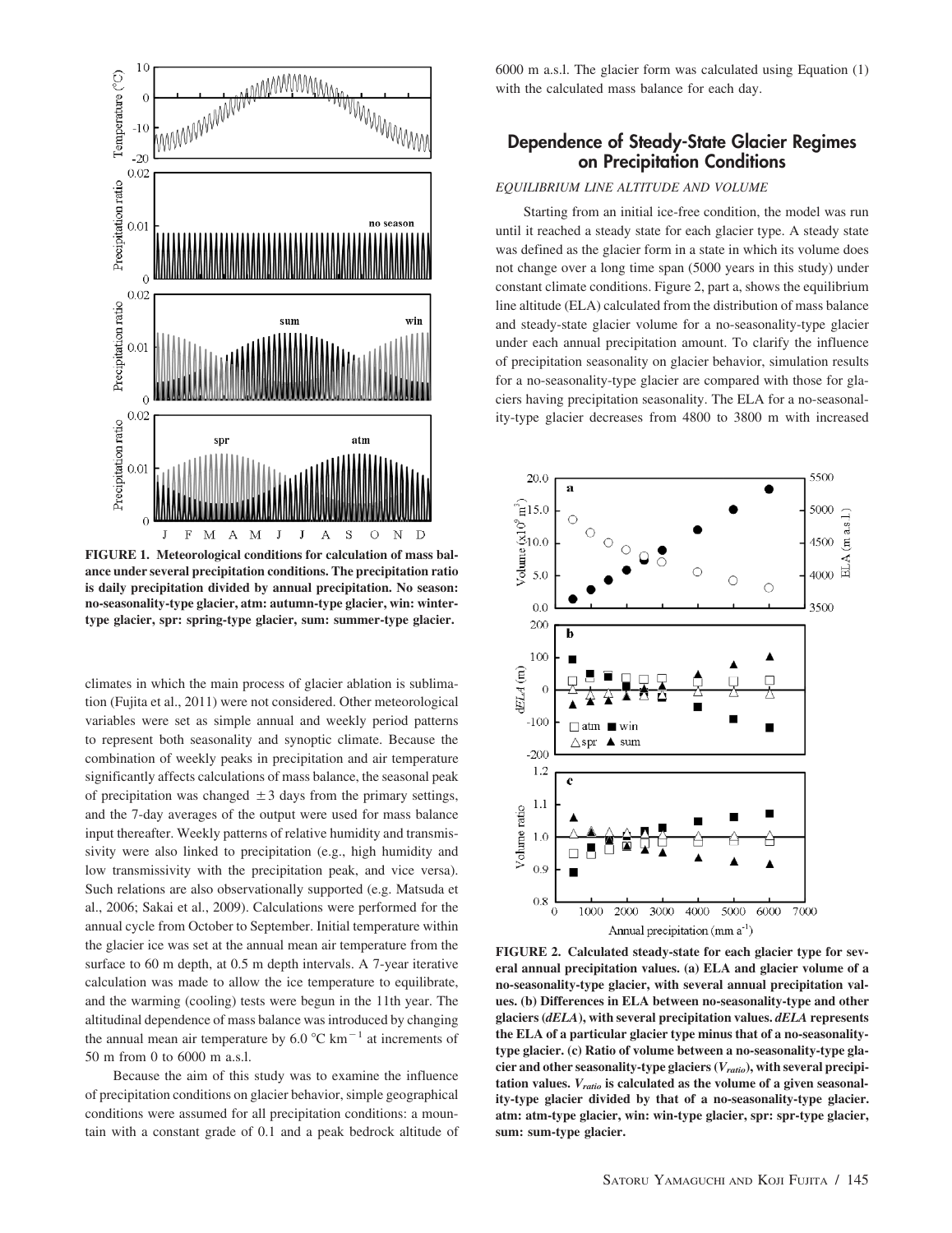FIGURE 1. Meteorological conditions for calculation of mass balance under several precipitation conditions. The precipitation ratio is daily precipitation divided by annual precipitation. No season: no-seasonality-type glacier, atm: autumn-type glacier, win: winter-type glacier, spr: spring-type glacier, sum: summer-type glacier.

climates in which the main process of glacier ablation is sublimation (Fujita et al., 2011) were not considered. Other meteorological variables were set as simple annual and weekly period patterns to represent both seasonality and synoptic climate. Because the combination of weekly peaks in precipitation and air temperature significantly affects calculations of mass balance, the seasonal peak of precipitation was changed ±3 days from the primary settings, and the 7-day averages of the output were used for mass balance input thereafter. Weekly patterns of relative humidity and transmissivity were also linked to precipitation (e.g., high humidity and low transmissivity with the precipitation peak, and vice versa). Such relations are also observationally supported (e.g. Matsuda et al., 2006; Sakai et al., 2009). Calculations were performed for the annual cycle from October to September. Initial temperature within the glacier ice was set at the annual mean air temperature from the surface to 60 m depth, at 0.5 m depth intervals. A 7-year iterative calculation was made to allow the ice temperature to equilibrate, and the warming (cooling) tests were begun in the 11th year. The altitudinal dependence of mass balance was introduced by changing the annual mean air temperature by 6.0 °C km$^{-1}$ at increments of 50 m from 0 to 6000 m a.s.l.

Because the aim of this study was to examine the influence of precipitation conditions on glacier behavior, simple geographical conditions were assumed for all precipitation conditions: a mountain with a constant grade of 0.1 and a peak bedrock altitude of 6000 m a.s.l. The glacier form was calculated using Equation (1) with the calculated mass balance for each day.

## Dependence of Steady-State Glacier Regimes on Precipitation Conditions

### EQUILIBRIUM LINE ALTITUDE AND VOLUME

Starting from an initial ice-free condition, the model was run until it reached a steady state for each glacier type. A steady state was defined as the glacier form in a state in which its volume does not change over a long time span (5000 years in this study) under constant climate conditions. Figure 2, part a, shows the equilibrium line altitude (ELA) calculated from the distribution of mass balance and steady-state glacier volume for a no-seasonality-type glacier under each annual precipitation amount. To clarify the influence of precipitation seasonality on glacier behavior, simulation results for a no-seasonality-type glacier are compared with those for glaciers having precipitation seasonality. The ELA for a no-seasonality-type glacier decreases from 4800 to 3800 m with increased

FIGURE 2. Calculated steady-state for each glacier type for several annual precipitation values. (a) ELA and glacier volume of a no-seasonality-type glacier, with several annual precipitation values. (b) Differences in ELA between no-seasonality-type and other glaciers (*dELA*), with several precipitation values. *dELA* represents the ELA of a particular glacier type minus that of a no-seasonality-type glacier. (c) Ratio of volume between a no-seasonality-type glacier and other seasonality-type glaciers ($V_{ratio}$), with several precipitation values. $V_{ratio}$ is calculated as the volume of a given seasonality-type glacier divided by that of a no-seasonality-type glacier. atm: atm-type glacier, win: win-type glacier, spr: spr-type glacier, sum: sum-type glacier.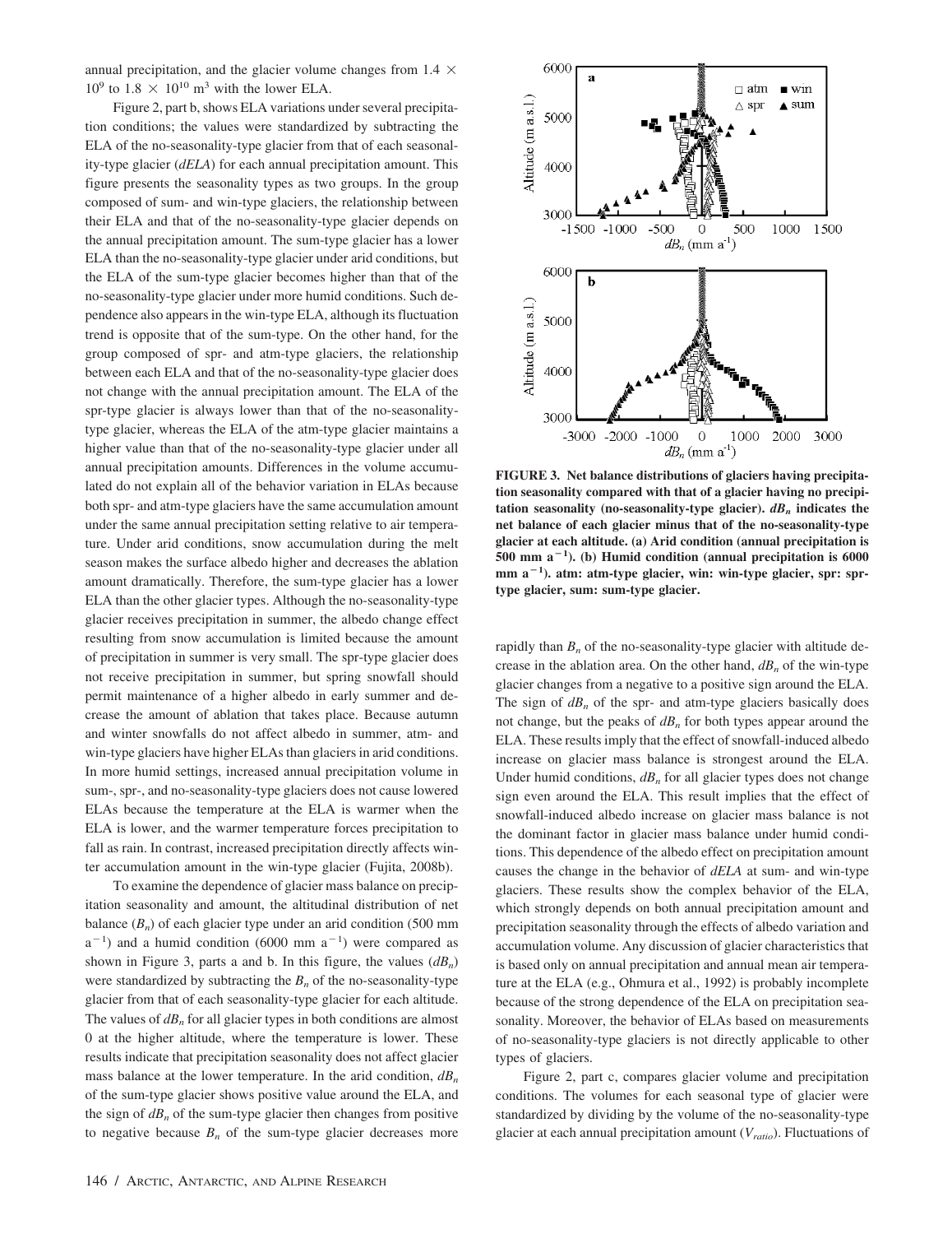annual precipitation, and the glacier volume changes from $1.4 \times 10^9$ to $1.8 \times 10^{10}$ m$^3$ with the lower ELA.

Figure 2, part b, shows ELA variations under several precipitation conditions; the values were standardized by subtracting the ELA of the no-seasonality-type glacier from that of each seasonality-type glacier (*dELA*) for each annual precipitation amount. This figure presents the seasonality types as two groups. In the group composed of sum- and win-type glaciers, the relationship between their ELA and that of the no-seasonality-type glacier depends on the annual precipitation amount. The sum-type glacier has a lower ELA than the no-seasonality-type glacier under arid conditions, but the ELA of the sum-type glacier becomes higher than that of the no-seasonality-type glacier under more humid conditions. Such dependence also appears in the win-type ELA, although its fluctuation trend is opposite that of the sum-type. On the other hand, for the group composed of spr- and atm-type glaciers, the relationship between each ELA and that of the no-seasonality-type glacier does not change with the annual precipitation amount. The ELA of the spr-type glacier is always lower than that of the no-seasonality-type glacier, whereas the ELA of the atm-type glacier maintains a higher value than that of the no-seasonality-type glacier under all annual precipitation amounts. Differences in the volume accumulated do not explain all of the behavior variation in ELAs because both spr- and atm-type glaciers have the same accumulation amount under the same annual precipitation setting relative to air temperature. Under arid conditions, snow accumulation during the melt season makes the surface albedo higher and decreases the ablation amount dramatically. Therefore, the sum-type glacier has a lower ELA than the other glacier types. Although the no-seasonality-type glacier receives precipitation in summer, the albedo change effect resulting from snow accumulation is limited because the amount of precipitation in summer is very small. The spr-type glacier does not receive precipitation in summer, but spring snowfall should permit maintenance of a higher albedo in early summer and decrease the amount of ablation that takes place. Because autumn and winter snowfalls do not affect albedo in summer, atm- and win-type glaciers have higher ELAs than glaciers in arid conditions. In more humid settings, increased annual precipitation volume in sum-, spr-, and no-seasonality-type glaciers does not cause lowered ELAs because the temperature at the ELA is warmer when the ELA is lower, and the warmer temperature forces precipitation to fall as rain. In contrast, increased precipitation directly affects winter accumulation amount in the win-type glacier (Fujita, 2008b).

To examine the dependence of glacier mass balance on precipitation seasonality and amount, the altitudinal distribution of net balance ($B_n$) of each glacier type under an arid condition (500 mm a$^{-1}$) and a humid condition (6000 mm a$^{-1}$) were compared as shown in Figure 3, parts a and b. In this figure, the values ($dB_n$) were standardized by subtracting the $B_n$ of the no-seasonality-type glacier from that of each seasonality-type glacier for each altitude. The values of $dB_n$ for all glacier types in both conditions are almost 0 at the higher altitude, where the temperature is lower. These results indicate that precipitation seasonality does not affect glacier mass balance at the lower temperature. In the arid condition, $dB_n$ of the sum-type glacier shows positive value around the ELA, and the sign of $dB_n$ of the sum-type glacier then changes from positive to negative because $B_n$ of the sum-type glacier decreases more rapidly than $B_n$ of the no-seasonality-type glacier with altitude decrease in the ablation area. On the other hand, $dB_n$ of the win-type glacier changes from a negative to a positive sign around the ELA. The sign of $dB_n$ of the spr- and atm-type glaciers basically does not change, but the peaks of $dB_n$ for both types appear around the ELA. These results imply that the effect of snowfall-induced albedo increase on glacier mass balance is strongest around the ELA. Under humid conditions, $dB_n$ for all glacier types does not change sign even around the ELA. This result implies that the effect of snowfall-induced albedo increase on glacier mass balance is not the dominant factor in glacier mass balance under humid conditions. This dependence of the albedo effect on precipitation amount causes the change in the behavior of *dELA* at sum- and win-type glaciers. These results show the complex behavior of the ELA, which strongly depends on both annual precipitation amount and precipitation seasonality through the effects of albedo variation and accumulation volume. Any discussion of glacier characteristics that is based only on annual precipitation and annual mean air temperature at the ELA (e.g., Ohmura et al., 1992) is probably incomplete because of the strong dependence of the ELA on precipitation seasonality. Moreover, the behavior of ELAs based on measurements of no-seasonality-type glaciers is not directly applicable to other types of glaciers.

a

Altitude (m a.s.l.)

6000
5000
4000
3000

-1500 -1000 -500 0 500 1000 1500

$dB_n$ (mm a$^{-1}$)

atm win spr sum

b

Altitude (m a.s.l.)

6000
5000
4000
3000

-3000 -2000 -1000 0 1000 2000 3000

$dB_n$ (mm a$^{-1}$)

**FIGURE 3. Net balance distributions of glaciers having precipitation seasonality compared with that of a glacier having no precipitation seasonality (no-seasonality-type glacier). $dB_n$ indicates the net balance of each glacier minus that of the no-seasonality-type glacier at each altitude. (a) Arid condition (annual precipitation is 500 mm a$^{-1}$). (b) Humid condition (annual precipitation is 6000 mm a$^{-1}$). atm: atm-type glacier, win: win-type glacier, spr: spr-type glacier, sum: sum-type glacier.**

Figure 2, part c, compares glacier volume and precipitation conditions. The volumes for each seasonal type of glacier were standardized by dividing by the volume of the no-seasonality-type glacier at each annual precipitation amount ($V_{ratio}$). Fluctuations of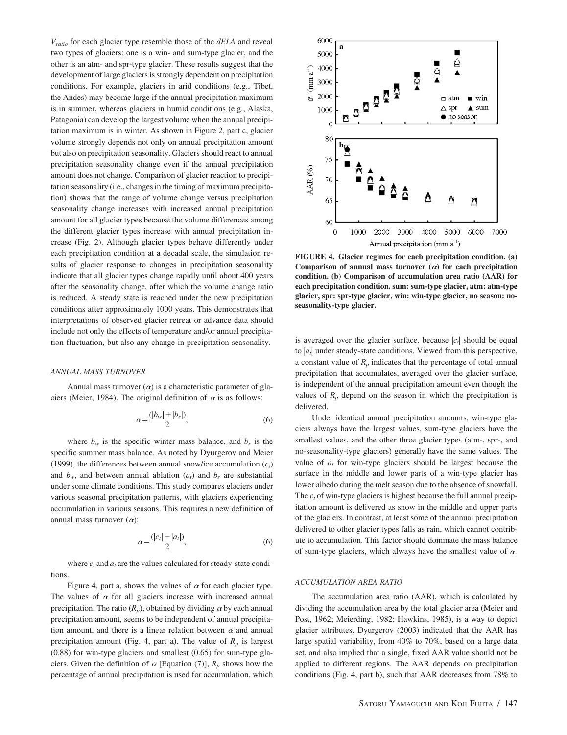$V_{ratio}$ for each glacier type resemble those of the *dELA* and reveal two types of glaciers: one is a win- and sum-type glacier, and the other is an atm- and spr-type glacier. These results suggest that the development of large glaciers is strongly dependent on precipitation conditions. For example, glaciers in arid conditions (e.g., Tibet, the Andes) may become large if the annual precipitation maximum is in summer, whereas glaciers in humid conditions (e.g., Alaska, Patagonia) can develop the largest volume when the annual precipitation maximum is in winter. As shown in Figure 2, part c, glacier volume strongly depends not only on annual precipitation amount but also on precipitation seasonality. Glaciers should react to annual precipitation seasonality change even if the annual precipitation amount does not change. Comparison of glacier reaction to precipitation seasonality (i.e., changes in the timing of maximum precipitation) shows that the range of volume change versus precipitation seasonality change increases with increased annual precipitation amount for all glacier types because the volume differences among the different glacier types increase with annual precipitation increase (Fig. 2). Although glacier types behave differently under each precipitation condition at a decadal scale, the simulation results of glacier response to changes in precipitation seasonality indicate that all glacier types change rapidly until about 400 years after the seasonality change, after which the volume change ratio is reduced. A steady state is reached under the new precipitation conditions after approximately 1000 years. This demonstrates that interpretations of observed glacier retreat or advance data should include not only the effects of temperature and/or annual precipitation fluctuation, but also any change in precipitation seasonality.

### ANNUAL MASS TURNOVER

Annual mass turnover ($\alpha$) is a characteristic parameter of glaciers (Meier, 1984). The original definition of $\alpha$ is as follows:

$$\alpha = \frac{(|b_w| + |b_s|)}{2}, \tag{6}$$

where $b_w$ is the specific winter mass balance, and $b_s$ is the specific summer mass balance. As noted by Dyurgerov and Meier (1999), the differences between annual snow/ice accumulation ($c_t$) and $b_w$, and between annual ablation ($a_t$) and $b_s$ are substantial under some climate conditions. This study compares glaciers under various seasonal precipitation patterns, with glaciers experiencing accumulation in various seasons. This requires a new definition of annual mass turnover ($\alpha$):

$$\alpha = \frac{(|c_t| + |a_t|)}{2}, \tag{6}$$

where $c_t$ and $a_t$ are the values calculated for steady-state conditions.

Figure 4, part a, shows the values of $\alpha$ for each glacier type. The values of $\alpha$ for all glaciers increase with increased annual precipitation. The ratio ($R_p$), obtained by dividing $\alpha$ by each annual precipitation amount, seems to be independent of annual precipitation amount, and there is a linear relation between $\alpha$ and annual precipitation amount (Fig. 4, part a). The value of $R_p$ is largest (0.88) for win-type glaciers and smallest (0.65) for sum-type glaciers. Given the definition of $\alpha$ [Equation (7)], $R_p$ shows how the percentage of annual precipitation is used for accumulation, which is averaged over the glacier surface, because $|c_t|$ should be equal to $|a_t|$ under steady-state conditions. Viewed from this perspective, a constant value of $R_p$ indicates that the percentage of total annual precipitation that accumulates, averaged over the glacier surface, is independent of the annual precipitation amount even though the values of $R_p$ depend on the season in which the precipitation is delivered.

**FIGURE 4. Glacier regimes for each precipitation condition. (a) Comparison of annual mass turnover ($\alpha$) for each precipitation condition. (b) Comparison of accumulation area ratio (AAR) for each precipitation condition. sum: sum-type glacier, atm: atm-type glacier, spr: spr-type glacier, win: win-type glacier, no season: no-seasonality-type glacier.**

Under identical annual precipitation amounts, win-type glaciers always have the largest values, sum-type glaciers have the smallest values, and the other three glacier types (atm-, spr-, and no-seasonality-type glaciers) generally have the same values. The value of $a_t$ for win-type glaciers should be largest because the surface in the middle and lower parts of a win-type glacier has lower albedo during the melt season due to the absence of snowfall. The $c_t$ of win-type glaciers is highest because the full annual precipitation amount is delivered as snow in the middle and upper parts of the glaciers. In contrast, at least some of the annual precipitation delivered to other glacier types falls as rain, which cannot contribute to accumulation. This factor should dominate the mass balance of sum-type glaciers, which always have the smallest value of $\alpha$.

### ACCUMULATION AREA RATIO

The accumulation area ratio (AAR), which is calculated by dividing the accumulation area by the total glacier area (Meier and Post, 1962; Meierding, 1982; Hawkins, 1985), is a way to depict glacier attributes. Dyurgerov (2003) indicated that the AAR has large spatial variability, from 40% to 70%, based on a large data set, and also implied that a single, fixed AAR value should not be applied to different regions. The AAR depends on precipitation conditions (Fig. 4, part b), such that AAR decreases from 78% to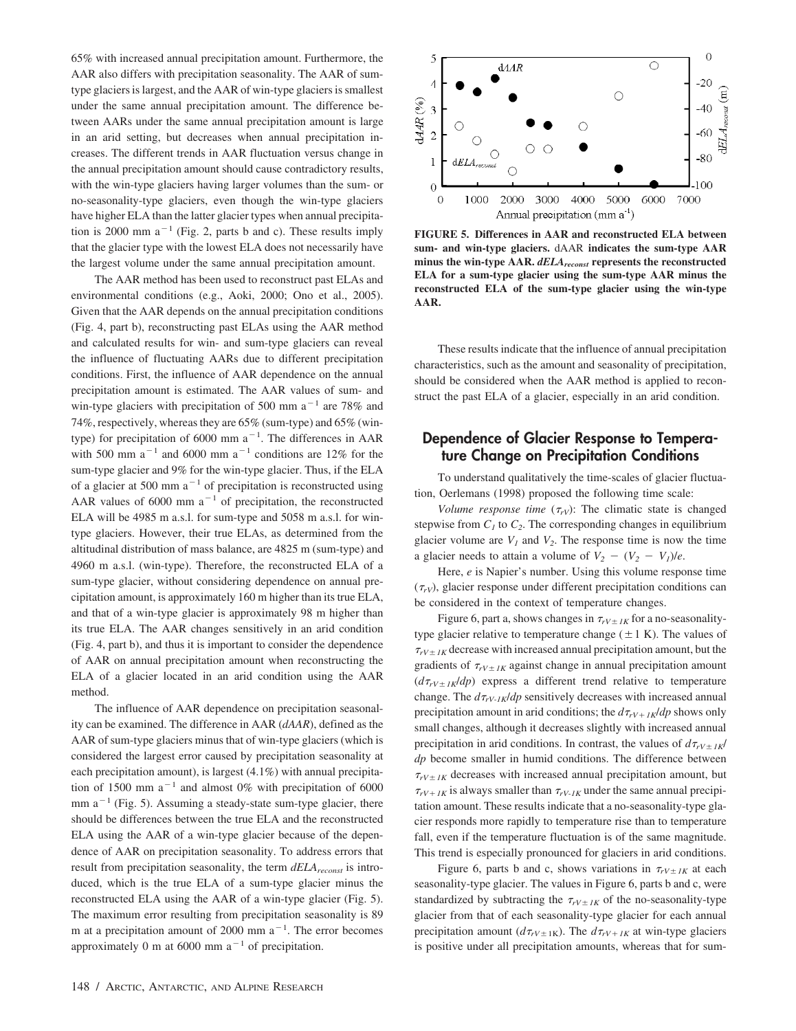65% with increased annual precipitation amount. Furthermore, the AAR also differs with precipitation seasonality. The AAR of sum-type glaciers is largest, and the AAR of win-type glaciers is smallest under the same annual precipitation amount. The difference between AARs under the same annual precipitation amount is large in an arid setting, but decreases when annual precipitation increases. The different trends in AAR fluctuation versus change in the annual precipitation amount should cause contradictory results, with the win-type glaciers having larger volumes than the sum- or no-seasonality-type glaciers, even though the win-type glaciers have higher ELA than the latter glacier types when annual precipitation is 2000 mm $a^{-1}$ (Fig. 2, parts b and c). These results imply that the glacier type with the lowest ELA does not necessarily have the largest volume under the same annual precipitation amount.

The AAR method has been used to reconstruct past ELAs and environmental conditions (e.g., Aoki, 2000; Ono et al., 2005). Given that the AAR depends on the annual precipitation conditions (Fig. 4, part b), reconstructing past ELAs using the AAR method and calculated results for win- and sum-type glaciers can reveal the influence of fluctuating AARs due to different precipitation conditions. First, the influence of AAR dependence on the annual precipitation amount is estimated. The AAR values of sum- and win-type glaciers with precipitation of 500 mm $a^{-1}$ are 78% and 74%, respectively, whereas they are 65% (sum-type) and 65% (win-type) for precipitation of 6000 mm $a^{-1}$. The differences in AAR with 500 mm $a^{-1}$ and 6000 mm $a^{-1}$ conditions are 12% for the sum-type glacier and 9% for the win-type glacier. Thus, if the ELA of a glacier at 500 mm $a^{-1}$ of precipitation is reconstructed using AAR values of 6000 mm $a^{-1}$ of precipitation, the reconstructed ELA will be 4985 m a.s.l. for sum-type and 5058 m a.s.l. for win-type glaciers. However, their true ELAs, as determined from the altitudinal distribution of mass balance, are 4825 m (sum-type) and 4960 m a.s.l. (win-type). Therefore, the reconstructed ELA of a sum-type glacier, without considering dependence on annual precipitation amount, is approximately 160 m higher than its true ELA, and that of a win-type glacier is approximately 98 m higher than its true ELA. The AAR changes sensitively in an arid condition (Fig. 4, part b), and thus it is important to consider the dependence of AAR on annual precipitation amount when reconstructing the ELA of a glacier located in an arid condition using the AAR method.

The influence of AAR dependence on precipitation seasonality can be examined. The difference in AAR (*dAAR*), defined as the AAR of sum-type glaciers minus that of win-type glaciers (which is considered the largest error caused by precipitation seasonality at each precipitation amount), is largest (4.1%) with annual precipitation of 1500 mm $a^{-1}$ and almost 0% with precipitation of 6000 mm $a^{-1}$ (Fig. 5). Assuming a steady-state sum-type glacier, there should be differences between the true ELA and the reconstructed ELA using the AAR of a win-type glacier because of the dependence of AAR on precipitation seasonality. To address errors that result from precipitation seasonality, the term $dELA_{reconst}$ is introduced, which is the true ELA of a sum-type glacier minus the reconstructed ELA using the AAR of a win-type glacier (Fig. 5). The maximum error resulting from precipitation seasonality is 89 m at a precipitation amount of 2000 mm $a^{-1}$. The error becomes approximately 0 m at 6000 mm $a^{-1}$ of precipitation.

**FIGURE 5. Differences in AAR and reconstructed ELA between sum- and win-type glaciers.** dAAR **indicates the sum-type AAR minus the win-type AAR.** $dELA_{reconst}$ **represents the reconstructed ELA for a sum-type glacier using the sum-type AAR minus the reconstructed ELA of the sum-type glacier using the win-type AAR.**

These results indicate that the influence of annual precipitation characteristics, such as the amount and seasonality of precipitation, should be considered when the AAR method is applied to reconstruct the past ELA of a glacier, especially in an arid condition.

## Dependence of Glacier Response to Temperature Change on Precipitation Conditions

To understand qualitatively the time-scales of glacier fluctuation, Oerlemans (1998) proposed the following time scale:

*Volume response time* ($\tau_{rV}$): The climatic state is changed stepwise from $C_1$ to $C_2$. The corresponding changes in equilibrium glacier volume are $V_1$ and $V_2$. The response time is now the time a glacier needs to attain a volume of $V_2 - (V_2 - V_1)/e$.

Here, $e$ is Napier's number. Using this volume response time ($\tau_{rV}$), glacier response under different precipitation conditions can be considered in the context of temperature changes.

Figure 6, part a, shows changes in $\tau_{rV\pm 1K}$ for a no-seasonality-type glacier relative to temperature change ($\pm 1$ K). The values of $\tau_{rV\pm 1K}$ decrease with increased annual precipitation amount, but the gradients of $\tau_{rV\pm 1K}$ against change in annual precipitation amount ($d\tau_{rV\pm 1K}/dp$) express a different trend relative to temperature change. The $d\tau_{rV-1K}/dp$ sensitively decreases with increased annual precipitation amount in arid conditions; the $d\tau_{rV+1K}/dp$ shows only small changes, although it decreases slightly with increased annual precipitation in arid conditions. In contrast, the values of $d\tau_{rV\pm 1K}/dp$ become smaller in humid conditions. The difference between $\tau_{rV\pm 1K}$ decreases with increased annual precipitation amount, but $\tau_{rV+1K}$ is always smaller than $\tau_{rV-1K}$ under the same annual precipitation amount. These results indicate that a no-seasonality-type glacier responds more rapidly to temperature rise than to temperature fall, even if the temperature fluctuation is of the same magnitude. This trend is especially pronounced for glaciers in arid conditions.

Figure 6, parts b and c, shows variations in $\tau_{rV\pm 1K}$ at each seasonality-type glacier. The values in Figure 6, parts b and c, were standardized by subtracting the $\tau_{rV\pm 1K}$ of the no-seasonality-type glacier from that of each seasonality-type glacier for each annual precipitation amount ($d\tau_{rV\pm 1K}$). The $d\tau_{rV+1K}$ at win-type glaciers is positive under all precipitation amounts, whereas that for sum-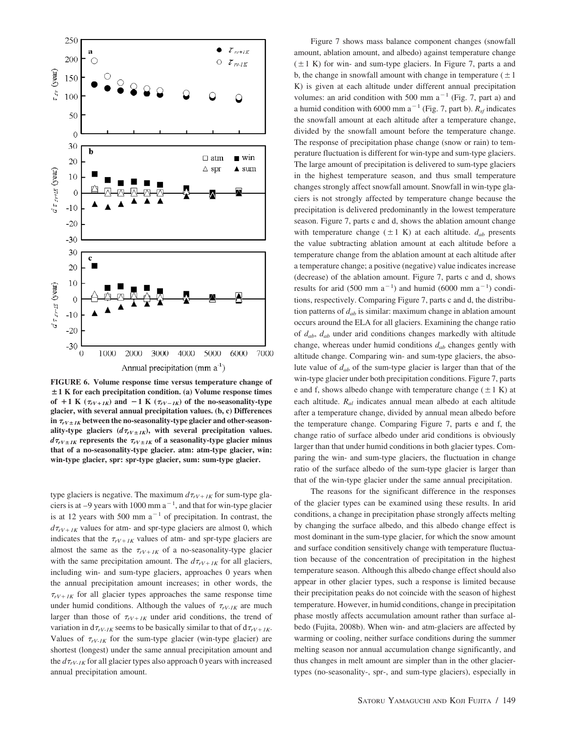FIGURE 6. Volume response time versus temperature change of ±1 K for each precipitation condition. (a) Volume response times of +1 K ($\tau_{rV+1K}$) and −1 K ($\tau_{rV-1K}$) of the no-seasonality-type glacier, with several annual precipitation values. (b, c) Differences in $\tau_{rV\pm1K}$ between the no-seasonality-type glacier and other-seasonality-type glaciers ($d\tau_{rV\pm1K}$), with several precipitation values. $d\tau_{rV\pm1K}$ represents the $\tau_{rV\pm1K}$ of a seasonality-type glacier minus that of a no-seasonality-type glacier. atm: atm-type glacier, win: win-type glacier, spr: spr-type glacier, sum: sum-type glacier.

type glaciers is negative. The maximum $d\tau_{rV+1K}$ for sum-type glaciers is at –9 years with 1000 mm a$^{-1}$, and that for win-type glacier is at 12 years with 500 mm a$^{-1}$ of precipitation. In contrast, the $d\tau_{rV+1K}$ values for atm- and spr-type glaciers are almost 0, which indicates that the $\tau_{rV+1K}$ values of atm- and spr-type glaciers are almost the same as the $\tau_{rV+1K}$ of a no-seasonality-type glacier with the same precipitation amount. The $d\tau_{rV+1K}$ for all glaciers, including win- and sum-type glaciers, approaches 0 years when the annual precipitation amount increases; in other words, the $\tau_{rV+1K}$ for all glacier types approaches the same response time under humid conditions. Although the values of $\tau_{rV-1K}$ are much larger than those of $\tau_{rV+1K}$ under arid conditions, the trend of variation in $d\tau_{rV-1K}$ seems to be basically similar to that of $d\tau_{rV+1K}$. Values of $\tau_{rV-1K}$ for the sum-type glacier (win-type glacier) are shortest (longest) under the same annual precipitation amount and the $d\tau_{rV-1K}$ for all glacier types also approach 0 years with increased annual precipitation amount.

Figure 7 shows mass balance component changes (snowfall amount, ablation amount, and albedo) against temperature change (±1 K) for win- and sum-type glaciers. In Figure 7, parts a and b, the change in snowfall amount with change in temperature (±1 K) is given at each altitude under different annual precipitation volumes: an arid condition with 500 mm a$^{-1}$ (Fig. 7, part a) and a humid condition with 6000 mm a$^{-1}$ (Fig. 7, part b). $R_{sf}$ indicates the snowfall amount at each altitude after a temperature change, divided by the snowfall amount before the temperature change. The response of precipitation phase change (snow or rain) to temperature fluctuation is different for win-type and sum-type glaciers. The large amount of precipitation is delivered to sum-type glaciers in the highest temperature season, and thus small temperature changes strongly affect snowfall amount. Snowfall in win-type glaciers is not strongly affected by temperature change because the precipitation is delivered predominantly in the lowest temperature season. Figure 7, parts c and d, shows the ablation amount change with temperature change (±1 K) at each altitude. $d_{ab}$ presents the value subtracting ablation amount at each altitude before a temperature change from the ablation amount at each altitude after a temperature change; a positive (negative) value indicates increase (decrease) of the ablation amount. Figure 7, parts c and d, shows results for arid (500 mm a$^{-1}$) and humid (6000 mm a$^{-1}$) conditions, respectively. Comparing Figure 7, parts c and d, the distribution patterns of $d_{ab}$ is similar: maximum change in ablation amount occurs around the ELA for all glaciers. Examining the change ratio of $d_{ab}$, $d_{ab}$ under arid conditions changes markedly with altitude change, whereas under humid conditions $d_{ab}$ changes gently with altitude change. Comparing win- and sum-type glaciers, the absolute value of $d_{ab}$ of the sum-type glacier is larger than that of the win-type glacier under both precipitation conditions. Figure 7, parts e and f, shows albedo change with temperature change (±1 K) at each altitude. $R_{al}$ indicates annual mean albedo at each altitude after a temperature change, divided by annual mean albedo before the temperature change. Comparing Figure 7, parts e and f, the change ratio of surface albedo under arid conditions is obviously larger than that under humid conditions in both glacier types. Comparing the win- and sum-type glaciers, the fluctuation in change ratio of the surface albedo of the sum-type glacier is larger than that of the win-type glacier under the same annual precipitation.

The reasons for the significant difference in the responses of the glacier types can be examined using these results. In arid conditions, a change in precipitation phase strongly affects melting by changing the surface albedo, and this albedo change effect is most dominant in the sum-type glacier, for which the snow amount and surface condition sensitively change with temperature fluctuation because of the concentration of precipitation in the highest temperature season. Although this albedo change effect should also appear in other glacier types, such a response is limited because their precipitation peaks do not coincide with the season of highest temperature. However, in humid conditions, change in precipitation phase mostly affects accumulation amount rather than surface albedo (Fujita, 2008b). When win- and atm-glaciers are affected by warming or cooling, neither surface conditions during the summer melting season nor annual accumulation change significantly, and thus changes in melt amount are simpler than in the other glacier-types (no-seasonality-, spr-, and sum-type glaciers), especially in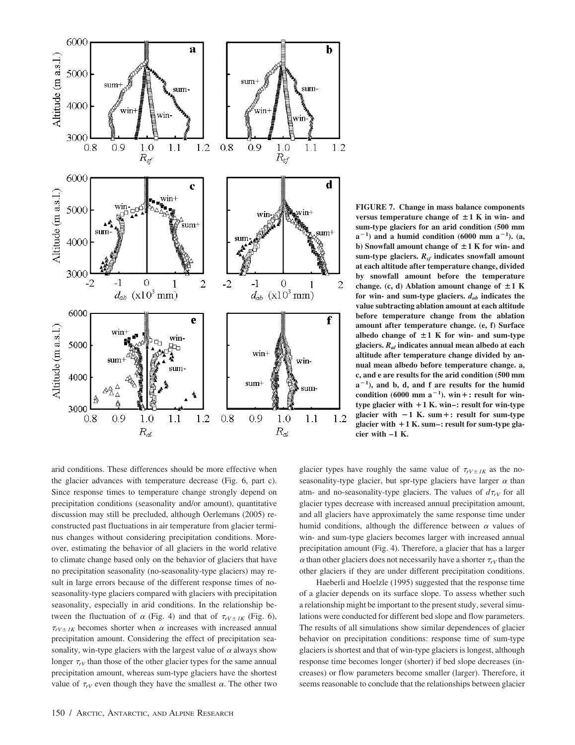FIGURE 7. Change in mass balance components versus temperature change of ±1 K in win- and sum-type glaciers for an arid condition (500 mm $a^{-1}$) and a humid condition (6000 mm $a^{-1}$). (a, b) Snowfall amount change of ±1 K for win- and sum-type glaciers. $R_{sf}$ indicates snowfall amount at each altitude after temperature change, divided by snowfall amount before the temperature change. (c, d) Ablation amount change of ±1 K for win- and sum-type glaciers. $d_{ab}$ indicates the value subtracting ablation amount at each altitude before temperature change from the ablation amount after temperature change. (e, f) Surface albedo change of ±1 K for win- and sum-type glaciers. $R_{al}$ indicates annual mean albedo at each altitude after temperature change divided by annual mean albedo before temperature change. a, c, and e are results for the arid condition (500 mm $a^{-1}$), and b, d, and f are results for the humid condition (6000 mm $a^{-1}$). win+: result for win-type glacier with +1 K. win−: result for win-type glacier with −1 K. sum+: result for sum-type glacier with +1 K. sum−: result for sum-type glacier with −1 K.

arid conditions. These differences should be more effective when the glacier advances with temperature decrease (Fig. 6, part c). Since response times to temperature change strongly depend on precipitation conditions (seasonality and/or amount), quantitative discussion may still be precluded, although Oerlemans (2005) reconstructed past fluctuations in air temperature from glacier terminus changes without considering precipitation conditions. Moreover, estimating the behavior of all glaciers in the world relative to climate change based only on the behavior of glaciers that have no precipitation seasonality (no-seasonality-type glaciers) may result in large errors because of the different response times of no-seasonality-type glaciers compared with glaciers with precipitation seasonality, especially in arid conditions. In the relationship between the fluctuation of $\alpha$ (Fig. 4) and that of $\tau_{rV\pm 1K}$ (Fig. 6), $\tau_{rV\pm 1K}$ becomes shorter when $\alpha$ increases with increased annual precipitation amount. Considering the effect of precipitation seasonality, win-type glaciers with the largest value of $\alpha$ always show longer $\tau_{rV}$ than those of the other glacier types for the same annual precipitation amount, whereas sum-type glaciers have the shortest value of $\tau_{rV}$ even though they have the smallest $\alpha$. The other two glacier types have roughly the same value of $\tau_{rV\pm 1K}$ as the no-seasonality-type glacier, but spr-type glaciers have larger $\alpha$ than atm- and no-seasonality-type glaciers. The values of $d\tau_{rV}$ for all glacier types decrease with increased annual precipitation amount, and all glaciers have approximately the same response time under humid conditions, although the difference between $\alpha$ values of win- and sum-type glaciers becomes larger with increased annual precipitation amount (Fig. 4). Therefore, a glacier that has a larger $\alpha$ than other glaciers does not necessarily have a shorter $\tau_{rV}$ than the other glaciers if they are under different precipitation conditions.

Haeberli and Hoelzle (1995) suggested that the response time of a glacier depends on its surface slope. To assess whether such a relationship might be important to the present study, several simulations were conducted for different bed slope and flow parameters. The results of all simulations show similar dependences of glacier behavior on precipitation conditions: response time of sum-type glaciers is shortest and that of win-type glaciers is longest, although response time becomes longer (shorter) if bed slope decreases (increases) or flow parameters become smaller (larger). Therefore, it seems reasonable to conclude that the relationships between glacier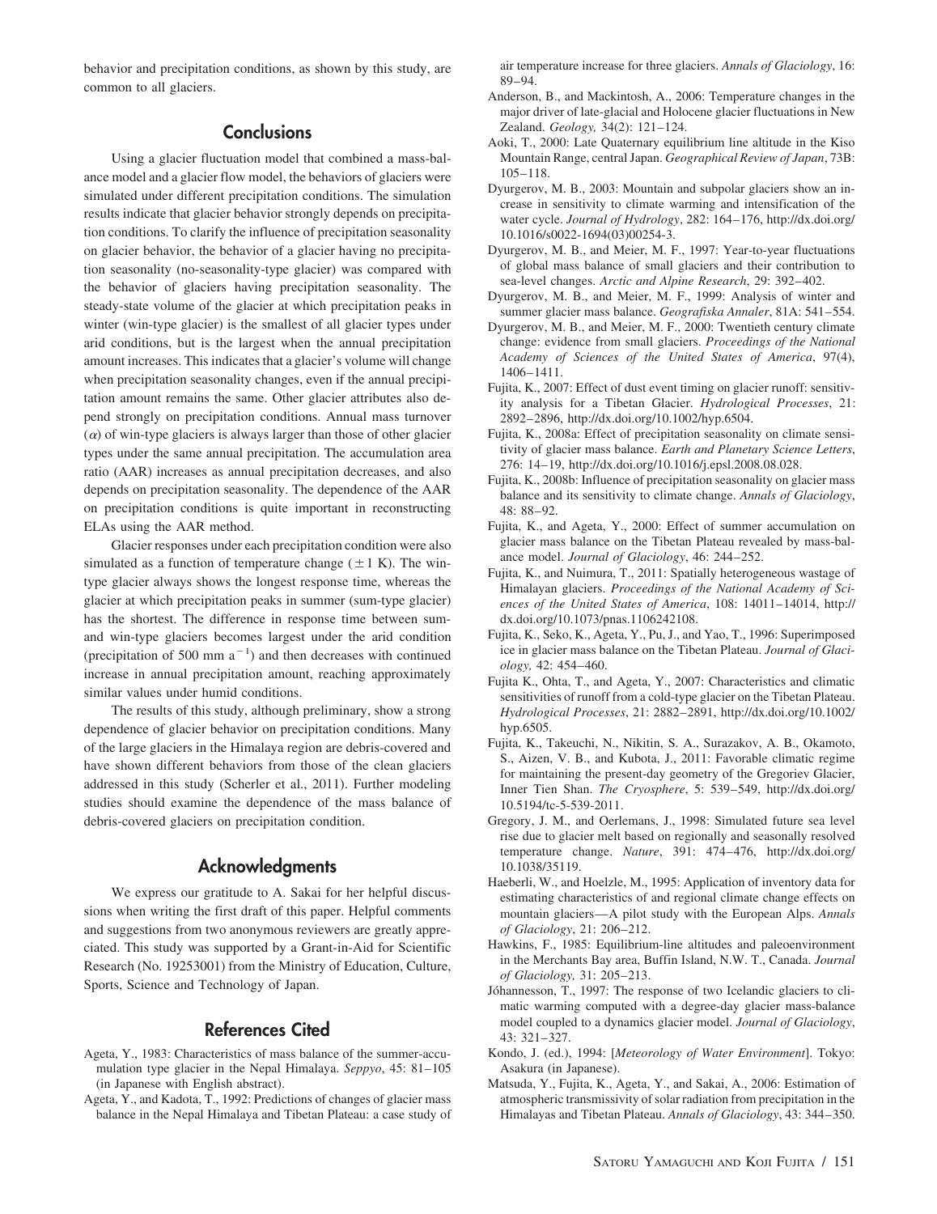behavior and precipitation conditions, as shown by this study, are common to all glaciers.

## Conclusions

Using a glacier fluctuation model that combined a mass-balance model and a glacier flow model, the behaviors of glaciers were simulated under different precipitation conditions. The simulation results indicate that glacier behavior strongly depends on precipitation conditions. To clarify the influence of precipitation seasonality on glacier behavior, the behavior of a glacier having no precipitation seasonality (no-seasonality-type glacier) was compared with the behavior of glaciers having precipitation seasonality. The steady-state volume of the glacier at which precipitation peaks in winter (win-type glacier) is the smallest of all glacier types under arid conditions, but is the largest when the annual precipitation amount increases. This indicates that a glacier's volume will change when precipitation seasonality changes, even if the annual precipitation amount remains the same. Other glacier attributes also depend strongly on precipitation conditions. Annual mass turnover ($\alpha$) of win-type glaciers is always larger than those of other glacier types under the same annual precipitation. The accumulation area ratio (AAR) increases as annual precipitation decreases, and also depends on precipitation seasonality. The dependence of the AAR on precipitation conditions is quite important in reconstructing ELAs using the AAR method.

Glacier responses under each precipitation condition were also simulated as a function of temperature change ($\pm 1$ K). The win-type glacier always shows the longest response time, whereas the glacier at which precipitation peaks in summer (sum-type glacier) has the shortest. The difference in response time between sum- and win-type glaciers becomes largest under the arid condition (precipitation of 500 mm $a^{-1}$) and then decreases with continued increase in annual precipitation amount, reaching approximately similar values under humid conditions.

The results of this study, although preliminary, show a strong dependence of glacier behavior on precipitation conditions. Many of the large glaciers in the Himalaya region are debris-covered and have shown different behaviors from those of the clean glaciers addressed in this study (Scherler et al., 2011). Further modeling studies should examine the dependence of the mass balance of debris-covered glaciers on precipitation condition.

## Acknowledgments

We express our gratitude to A. Sakai for her helpful discussions when writing the first draft of this paper. Helpful comments and suggestions from two anonymous reviewers are greatly appreciated. This study was supported by a Grant-in-Aid for Scientific Research (No. 19253001) from the Ministry of Education, Culture, Sports, Science and Technology of Japan.

## References Cited

Ageta, Y., 1983: Characteristics of mass balance of the summer-accumulation type glacier in the Nepal Himalaya. *Seppyo*, 45: 81–105 (in Japanese with English abstract).

Ageta, Y., and Kadota, T., 1992: Predictions of changes of glacier mass balance in the Nepal Himalaya and Tibetan Plateau: a case study of air temperature increase for three glaciers. *Annals of Glaciology*, 16: 89–94.

Anderson, B., and Mackintosh, A., 2006: Temperature changes in the major driver of late-glacial and Holocene glacier fluctuations in New Zealand. *Geology,* 34(2): 121–124.

Aoki, T., 2000: Late Quaternary equilibrium line altitude in the Kiso Mountain Range, central Japan. *Geographical Review of Japan*, 73B: 105–118.

Dyurgerov, M. B., 2003: Mountain and subpolar glaciers show an increase in sensitivity to climate warming and intensification of the water cycle. *Journal of Hydrology*, 282: 164–176, http://dx.doi.org/10.1016/s0022-1694(03)00254-3.

Dyurgerov, M. B., and Meier, M. F., 1997: Year-to-year fluctuations of global mass balance of small glaciers and their contribution to sea-level changes. *Arctic and Alpine Research*, 29: 392–402.

Dyurgerov, M. B., and Meier, M. F., 1999: Analysis of winter and summer glacier mass balance. *Geografiska Annaler*, 81A: 541–554.

Dyurgerov, M. B., and Meier, M. F., 2000: Twentieth century climate change: evidence from small glaciers. *Proceedings of the National Academy of Sciences of the United States of America*, 97(4), 1406–1411.

Fujita, K., 2007: Effect of dust event timing on glacier runoff: sensitivity analysis for a Tibetan Glacier. *Hydrological Processes*, 21: 2892–2896, http://dx.doi.org/10.1002/hyp.6504.

Fujita, K., 2008a: Effect of precipitation seasonality on climate sensitivity of glacier mass balance. *Earth and Planetary Science Letters*, 276: 14–19, http://dx.doi.org/10.1016/j.epsl.2008.08.028.

Fujita, K., 2008b: Influence of precipitation seasonality on glacier mass balance and its sensitivity to climate change. *Annals of Glaciology*, 48: 88–92.

Fujita, K., and Ageta, Y., 2000: Effect of summer accumulation on glacier mass balance on the Tibetan Plateau revealed by mass-balance model. *Journal of Glaciology*, 46: 244–252.

Fujita, K., and Nuimura, T., 2011: Spatially heterogeneous wastage of Himalayan glaciers. *Proceedings of the National Academy of Sciences of the United States of America*, 108: 14011–14014, http://dx.doi.org/10.1073/pnas.1106242108.

Fujita, K., Seko, K., Ageta, Y., Pu, J., and Yao, T., 1996: Superimposed ice in glacier mass balance on the Tibetan Plateau. *Journal of Glaciology,* 42: 454–460.

Fujita K., Ohta, T., and Ageta, Y., 2007: Characteristics and climatic sensitivities of runoff from a cold-type glacier on the Tibetan Plateau. *Hydrological Processes*, 21: 2882–2891, http://dx.doi.org/10.1002/hyp.6505.

Fujita, K., Takeuchi, N., Nikitin, S. A., Surazakov, A. B., Okamoto, S., Aizen, V. B., and Kubota, J., 2011: Favorable climatic regime for maintaining the present-day geometry of the Gregoriev Glacier, Inner Tien Shan. *The Cryosphere*, 5: 539–549, http://dx.doi.org/10.5194/tc-5-539-2011.

Gregory, J. M., and Oerlemans, J., 1998: Simulated future sea level rise due to glacier melt based on regionally and seasonally resolved temperature change. *Nature*, 391: 474–476, http://dx.doi.org/10.1038/35119.

Haeberli, W., and Hoelzle, M., 1995: Application of inventory data for estimating characteristics of and regional climate change effects on mountain glaciers—A pilot study with the European Alps. *Annals of Glaciology*, 21: 206–212.

Hawkins, F., 1985: Equilibrium-line altitudes and paleoenvironment in the Merchants Bay area, Buffin Island, N.W. T., Canada. *Journal of Glaciology,* 31: 205–213.

Jóhannesson, T., 1997: The response of two Icelandic glaciers to climatic warming computed with a degree-day glacier mass-balance model coupled to a dynamics glacier model. *Journal of Glaciology*, 43: 321–327.

Kondo, J. (ed.), 1994: [*Meteorology of Water Environment*]. Tokyo: Asakura (in Japanese).

Matsuda, Y., Fujita, K., Ageta, Y., and Sakai, A., 2006: Estimation of atmospheric transmissivity of solar radiation from precipitation in the Himalayas and Tibetan Plateau. *Annals of Glaciology*, 43: 344–350.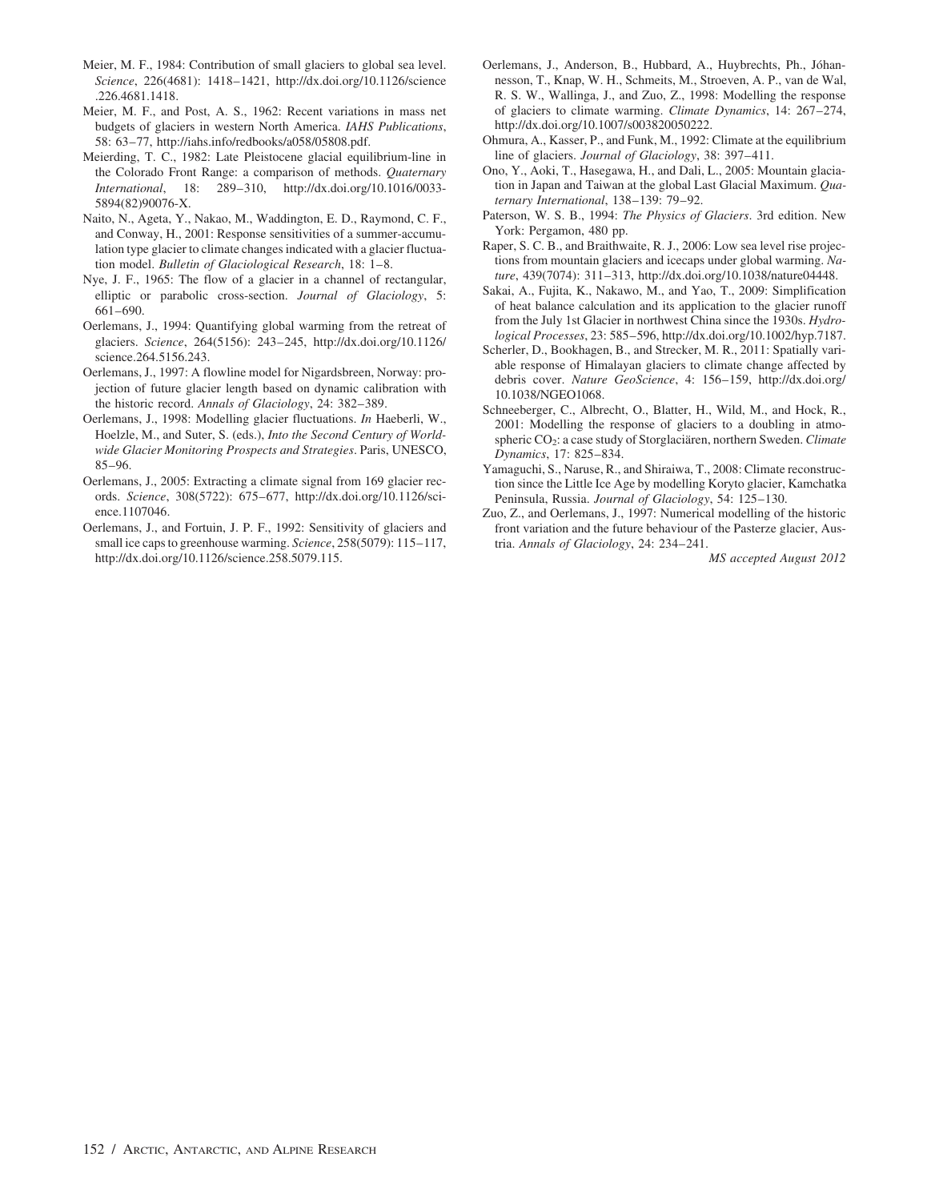Meier, M. F., 1984: Contribution of small glaciers to global sea level. *Science*, 226(4681): 1418–1421, http://dx.doi.org/10.1126/science.226.4681.1418.

Meier, M. F., and Post, A. S., 1962: Recent variations in mass net budgets of glaciers in western North America. *IAHS Publications*, 58: 63–77, http://iahs.info/redbooks/a058/05808.pdf.

Meierding, T. C., 1982: Late Pleistocene glacial equilibrium-line in the Colorado Front Range: a comparison of methods. *Quaternary International*, 18: 289–310, http://dx.doi.org/10.1016/0033-5894(82)90076-X.

Naito, N., Ageta, Y., Nakao, M., Waddington, E. D., Raymond, C. F., and Conway, H., 2001: Response sensitivities of a summer-accumulation type glacier to climate changes indicated with a glacier fluctuation model. *Bulletin of Glaciological Research*, 18: 1–8.

Nye, J. F., 1965: The flow of a glacier in a channel of rectangular, elliptic or parabolic cross-section. *Journal of Glaciology*, 5: 661–690.

Oerlemans, J., 1994: Quantifying global warming from the retreat of glaciers. *Science*, 264(5156): 243–245, http://dx.doi.org/10.1126/science.264.5156.243.

Oerlemans, J., 1997: A flowline model for Nigardsbreen, Norway: projection of future glacier length based on dynamic calibration with the historic record. *Annals of Glaciology*, 24: 382–389.

Oerlemans, J., 1998: Modelling glacier fluctuations. *In* Haeberli, W., Hoelzle, M., and Suter, S. (eds.), *Into the Second Century of Worldwide Glacier Monitoring Prospects and Strategies*. Paris, UNESCO, 85–96.

Oerlemans, J., 2005: Extracting a climate signal from 169 glacier records. *Science*, 308(5722): 675–677, http://dx.doi.org/10.1126/science.1107046.

Oerlemans, J., and Fortuin, J. P. F., 1992: Sensitivity of glaciers and small ice caps to greenhouse warming. *Science*, 258(5079): 115–117, http://dx.doi.org/10.1126/science.258.5079.115.

Oerlemans, J., Anderson, B., Hubbard, A., Huybrechts, Ph., Jóhannesson, T., Knap, W. H., Schmeits, M., Stroeven, A. P., van de Wal, R. S. W., Wallinga, J., and Zuo, Z., 1998: Modelling the response of glaciers to climate warming. *Climate Dynamics*, 14: 267–274, http://dx.doi.org/10.1007/s003820050222.

Ohmura, A., Kasser, P., and Funk, M., 1992: Climate at the equilibrium line of glaciers. *Journal of Glaciology*, 38: 397–411.

Ono, Y., Aoki, T., Hasegawa, H., and Dali, L., 2005: Mountain glaciation in Japan and Taiwan at the global Last Glacial Maximum. *Quaternary International*, 138–139: 79–92.

Paterson, W. S. B., 1994: *The Physics of Glaciers*. 3rd edition. New York: Pergamon, 480 pp.

Raper, S. C. B., and Braithwaite, R. J., 2006: Low sea level rise projections from mountain glaciers and icecaps under global warming. *Nature*, 439(7074): 311–313, http://dx.doi.org/10.1038/nature04448.

Sakai, A., Fujita, K., Nakawo, M., and Yao, T., 2009: Simplification of heat balance calculation and its application to the glacier runoff from the July 1st Glacier in northwest China since the 1930s. *Hydrological Processes*, 23: 585–596, http://dx.doi.org/10.1002/hyp.7187.

Scherler, D., Bookhagen, B., and Strecker, M. R., 2011: Spatially variable response of Himalayan glaciers to climate change affected by debris cover. *Nature GeoScience*, 4: 156–159, http://dx.doi.org/10.1038/NGEO1068.

Schneeberger, C., Albrecht, O., Blatter, H., Wild, M., and Hock, R., 2001: Modelling the response of glaciers to a doubling in atmospheric $CO_2$: a case study of Storglaciären, northern Sweden. *Climate Dynamics*, 17: 825–834.

Yamaguchi, S., Naruse, R., and Shiraiwa, T., 2008: Climate reconstruction since the Little Ice Age by modelling Koryto glacier, Kamchatka Peninsula, Russia. *Journal of Glaciology*, 54: 125–130.

Zuo, Z., and Oerlemans, J., 1997: Numerical modelling of the historic front variation and the future behaviour of the Pasterze glacier, Austria. *Annals of Glaciology*, 24: 234–241.

*MS accepted August 2012*